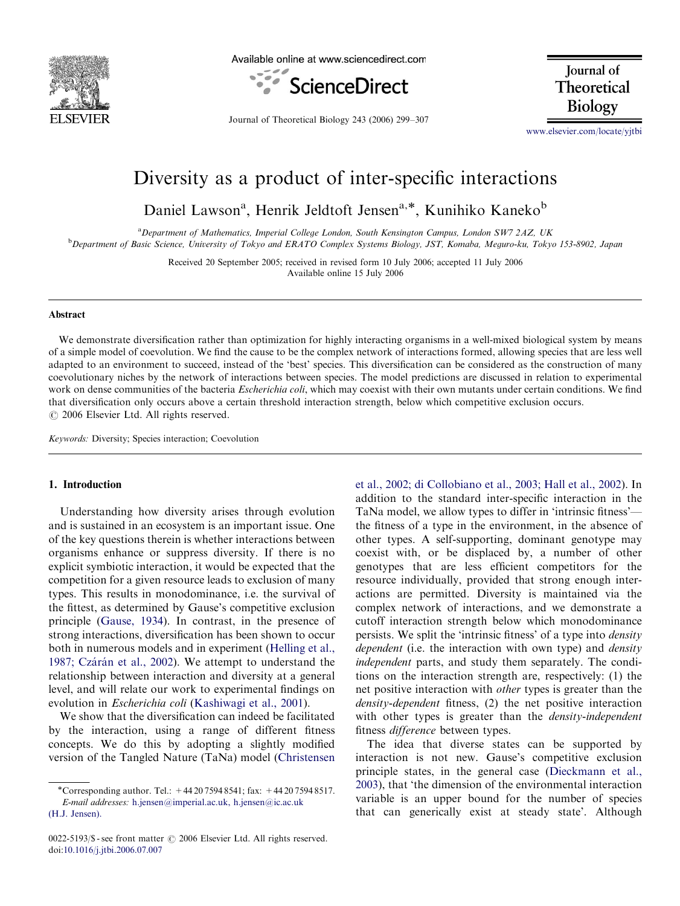# Diversity as a product of inter-specific interactions

Daniel Lawson[a], Henrik Jeldtoft Jensen[a,*], Kunihiko Kaneko[b]

[a]Department of Mathematics, Imperial College London, South Kensington Campus, London SW7 2AZ, UK
[b]Department of Basic Science, University of Tokyo and ERATO Complex Systems Biology, JST, Komaba, Meguro-ku, Tokyo 153-8902, Japan

Received 20 September 2005; received in revised form 10 July 2006; accepted 11 July 2006
Available online 15 July 2006

## Abstract

We demonstrate diversification rather than optimization for highly interacting organisms in a well-mixed biological system by means of a simple model of coevolution. We find the cause to be the complex network of interactions formed, allowing species that are less well adapted to an environment to succeed, instead of the 'best' species. This diversification can be considered as the construction of many coevolutionary niches by the network of interactions between species. The model predictions are discussed in relation to experimental work on dense communities of the bacteria *Escherichia coli*, which may coexist with their own mutants under certain conditions. We find that diversification only occurs above a certain threshold interaction strength, below which competitive exclusion occurs.
© 2006 Elsevier Ltd. All rights reserved.

*Keywords:* Diversity; Species interaction; Coevolution

## 1. Introduction

Understanding how diversity arises through evolution and is sustained in an ecosystem is an important issue. One of the key questions therein is whether interactions between organisms enhance or suppress diversity. If there is no explicit symbiotic interaction, it would be expected that the competition for a given resource leads to exclusion of many types. This results in monodominance, i.e. the survival of the fittest, as determined by Gause's competitive exclusion principle (Gause, 1934). In contrast, in the presence of strong interactions, diversification has been shown to occur both in numerous models and in experiment (Helling et al., 1987; Czárán et al., 2002). We attempt to understand the relationship between interaction and diversity at a general level, and will relate our work to experimental findings on evolution in *Escherichia coli* (Kashiwagi et al., 2001).

We show that the diversification can indeed be facilitated by the interaction, using a range of different fitness concepts. We do this by adopting a slightly modified version of the Tangled Nature (TaNa) model (Christensen et al., 2002; di Collobiano et al., 2003; Hall et al., 2002). In addition to the standard inter-specific interaction in the TaNa model, we allow types to differ in 'intrinsic fitness'—the fitness of a type in the environment, in the absence of other types. A self-supporting, dominant genotype may coexist with, or be displaced by, a number of other genotypes that are less efficient competitors for the resource individually, provided that strong enough interactions are permitted. Diversity is maintained via the complex network of interactions, and we demonstrate a cutoff interaction strength below which monodominance persists. We split the 'intrinsic fitness' of a type into *density dependent* (i.e. the interaction with own type) and *density independent* parts, and study them separately. The conditions on the interaction strength are, respectively: (1) the net positive interaction with *other* types is greater than the *density-dependent* fitness, (2) the net positive interaction with other types is greater than the *density-independent* fitness *difference* between types.

The idea that diverse states can be supported by interaction is not new. Gause's competitive exclusion principle states, in the general case (Dieckmann et al., 2003), that 'the dimension of the environmental interaction variable is an upper bound for the number of species that can generically exist at steady state'. Although

*Corresponding author. Tel.: +44 20 7594 8541; fax: +44 20 7594 8517.
*E-mail addresses:* h.jensen@imperial.ac.uk, h.jensen@ic.ac.uk (H.J. Jensen).

0022-5193/$ - see front matter © 2006 Elsevier Ltd. All rights reserved.
doi:10.1016/j.jtbi.2006.07.007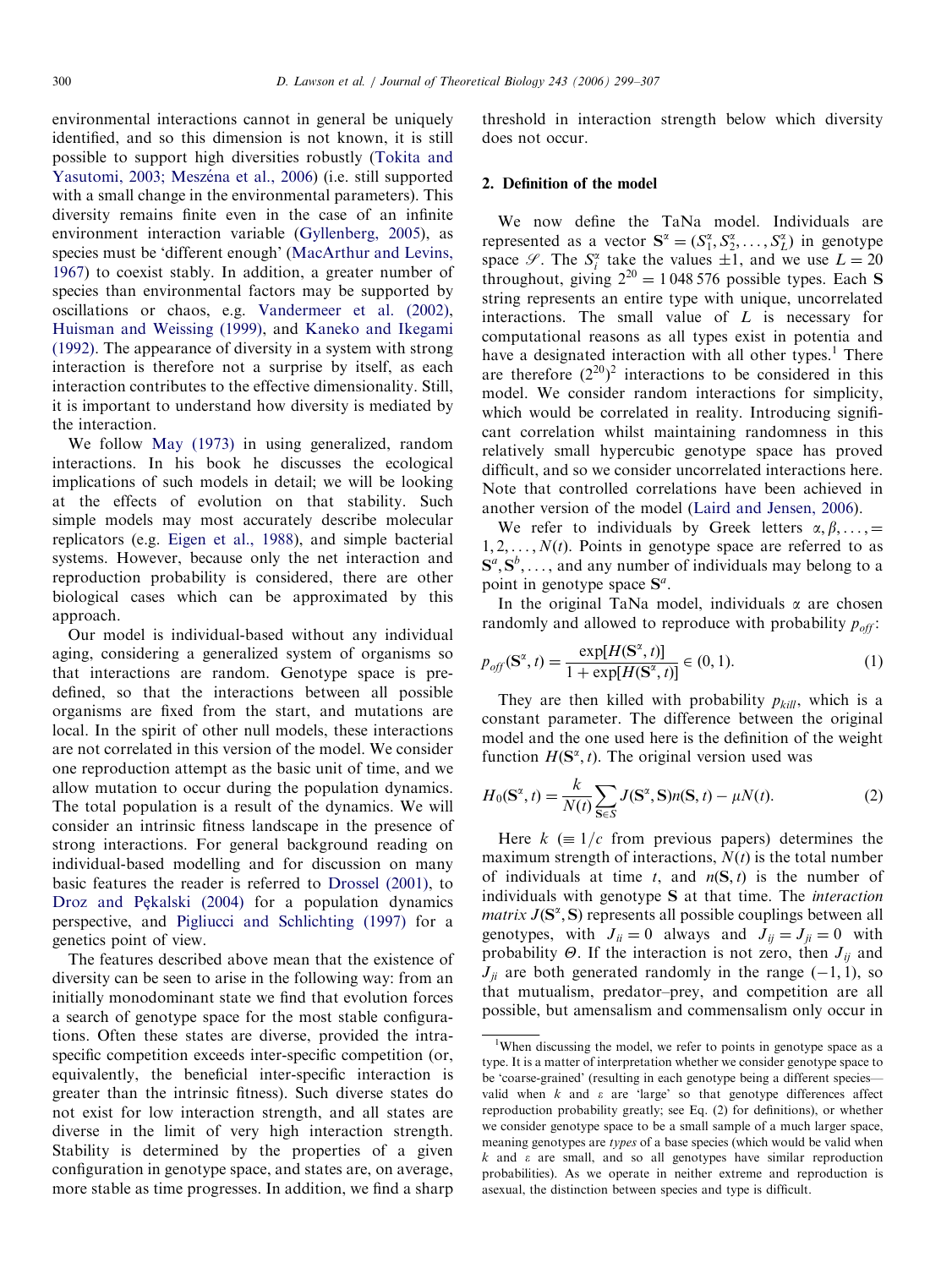environmental interactions cannot in general be uniquely identified, and so this dimension is not known, it is still possible to support high diversities robustly (Tokita and Yasutomi, 2003; Meszéna et al., 2006) (i.e. still supported with a small change in the environmental parameters). This diversity remains finite even in the case of an infinite environment interaction variable (Gyllenberg, 2005), as species must be 'different enough' (MacArthur and Levins, 1967) to coexist stably. In addition, a greater number of species than environmental factors may be supported by oscillations or chaos, e.g. Vandermeer et al. (2002), Huisman and Weissing (1999), and Kaneko and Ikegami (1992). The appearance of diversity in a system with strong interaction is therefore not a surprise by itself, as each interaction contributes to the effective dimensionality. Still, it is important to understand how diversity is mediated by the interaction.

We follow May (1973) in using generalized, random interactions. In his book he discusses the ecological implications of such models in detail; we will be looking at the effects of evolution on that stability. Such simple models may most accurately describe molecular replicators (e.g. Eigen et al., 1988), and simple bacterial systems. However, because only the net interaction and reproduction probability is considered, there are other biological cases which can be approximated by this approach.

Our model is individual-based without any individual aging, considering a generalized system of organisms so that interactions are random. Genotype space is predefined, so that the interactions between all possible organisms are fixed from the start, and mutations are local. In the spirit of other null models, these interactions are not correlated in this version of the model. We consider one reproduction attempt as the basic unit of time, and we allow mutation to occur during the population dynamics. The total population is a result of the dynamics. We will consider an intrinsic fitness landscape in the presence of strong interactions. For general background reading on individual-based modelling and for discussion on many basic features the reader is referred to Drossel (2001), to Droz and Pękalski (2004) for a population dynamics perspective, and Pigliucci and Schlichting (1997) for a genetics point of view.

The features described above mean that the existence of diversity can be seen to arise in the following way: from an initially monodominant state we find that evolution forces a search of genotype space for the most stable configurations. Often these states are diverse, provided the intra-specific competition exceeds inter-specific competition (or, equivalently, the beneficial inter-specific interaction is greater than the intrinsic fitness). Such diverse states do not exist for low interaction strength, and all states are diverse in the limit of very high interaction strength. Stability is determined by the properties of a given configuration in genotype space, and states are, on average, more stable as time progresses. In addition, we find a sharp threshold in interaction strength below which diversity does not occur.

## 2. Definition of the model

We now define the TaNa model. Individuals are represented as a vector $\mathbf{S}^\alpha = (S_1^\alpha, S_2^\alpha, \ldots, S_L^\alpha)$ in genotype space $\mathscr{S}$. The $S_i^\alpha$ take the values $\pm 1$, and we use $L = 20$ throughout, giving $2^{20} = 1\,048\,576$ possible types. Each $\mathbf{S}$ string represents an entire type with unique, uncorrelated interactions. The small value of $L$ is necessary for computational reasons as all types exist in potentia and have a designated interaction with all other types.[1] There are therefore $(2^{20})^2$ interactions to be considered in this model. We consider random interactions for simplicity, which would be correlated in reality. Introducing significant correlation whilst maintaining randomness in this relatively small hypercubic genotype space has proved difficult, and so we consider uncorrelated interactions here. Note that controlled correlations have been achieved in another version of the model (Laird and Jensen, 2006).

We refer to individuals by Greek letters $\alpha, \beta, \ldots, = 1, 2, \ldots, N(t)$. Points in genotype space are referred to as $\mathbf{S}^a, \mathbf{S}^b, \ldots$, and any number of individuals may belong to a point in genotype space $\mathbf{S}^a$.

In the original TaNa model, individuals $\alpha$ are chosen randomly and allowed to reproduce with probability $p_{off}$:

$$p_{off}(\mathbf{S}^\alpha, t) = \frac{\exp[H(\mathbf{S}^\alpha, t)]}{1 + \exp[H(\mathbf{S}^\alpha, t)]} \in (0, 1). \tag{1}$$

They are then killed with probability $p_{kill}$, which is a constant parameter. The difference between the original model and the one used here is the definition of the weight function $H(\mathbf{S}^\alpha, t)$. The original version used was

$$H_0(\mathbf{S}^\alpha, t) = \frac{k}{N(t)} \sum_{\mathbf{S} \in S} J(\mathbf{S}^\alpha, \mathbf{S}) n(\mathbf{S}, t) - \mu N(t). \tag{2}$$

Here $k$ ($\equiv 1/c$ from previous papers) determines the maximum strength of interactions, $N(t)$ is the total number of individuals at time $t$, and $n(\mathbf{S}, t)$ is the number of individuals with genotype $\mathbf{S}$ at that time. The *interaction matrix* $J(\mathbf{S}^\alpha, \mathbf{S})$ represents all possible couplings between all genotypes, with $J_{ii} = 0$ always and $J_{ij} = J_{ji} = 0$ with probability $\Theta$. If the interaction is not zero, then $J_{ij}$ and $J_{ji}$ are both generated randomly in the range $(-1, 1)$, so that mutualism, predator–prey, and competition are all possible, but amensalism and commensalism only occur in

[1] When discussing the model, we refer to points in genotype space as a type. It is a matter of interpretation whether we consider genotype space to be 'coarse-grained' (resulting in each genotype being a different species—valid when $k$ and $\varepsilon$ are 'large' so that genotype differences affect reproduction probability greatly; see Eq. (2) for definitions), or whether we consider genotype space to be a small sample of a much larger space, meaning genotypes are *types* of a base species (which would be valid when $k$ and $\varepsilon$ are small, and so all genotypes have similar reproduction probabilities). As we operate in neither extreme and reproduction is asexual, the distinction between species and type is difficult.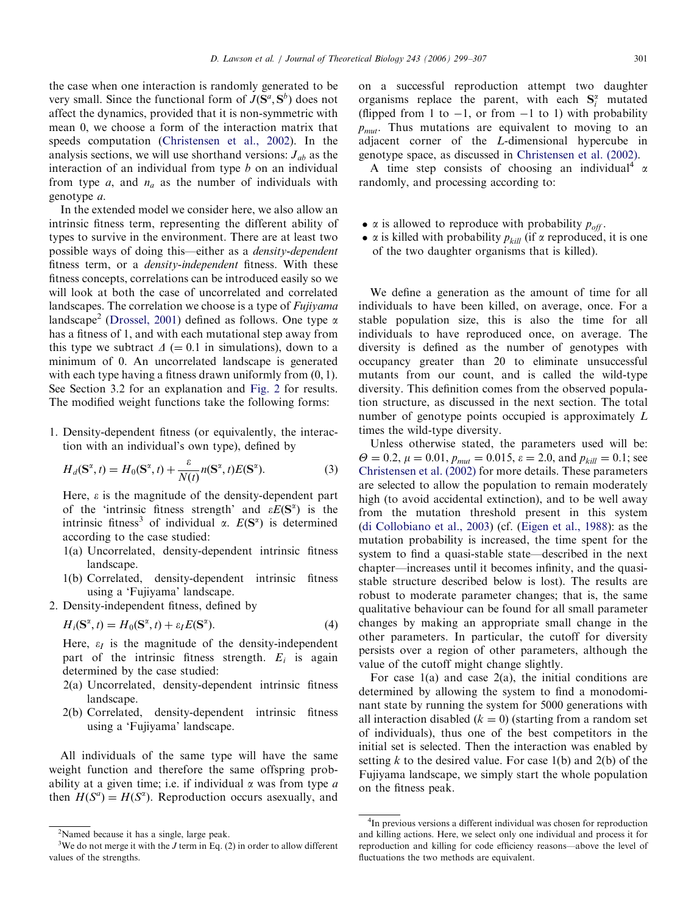the case when one interaction is randomly generated to be very small. Since the functional form of $J(\mathbf{S}^a, \mathbf{S}^b)$ does not affect the dynamics, provided that it is non-symmetric with mean 0, we choose a form of the interaction matrix that speeds computation (Christensen et al., 2002). In the analysis sections, we will use shorthand versions: $J_{ab}$ as the interaction of an individual from type $b$ on an individual from type $a$, and $n_a$ as the number of individuals with genotype $a$.

In the extended model we consider here, we also allow an intrinsic fitness term, representing the different ability of types to survive in the environment. There are at least two possible ways of doing this—either as a *density-dependent* fitness term, or a *density-independent* fitness. With these fitness concepts, correlations can be introduced easily so we will look at both the case of uncorrelated and correlated landscapes. The correlation we choose is a type of *Fujiyama* landscape[2] (Drossel, 2001) defined as follows. One type $\alpha$ has a fitness of 1, and with each mutational step away from this type we subtract $\Delta$ (= 0.1 in simulations), down to a minimum of 0. An uncorrelated landscape is generated with each type having a fitness drawn uniformly from (0, 1). See Section 3.2 for an explanation and Fig. 2 for results. The modified weight functions take the following forms:

1. Density-dependent fitness (or equivalently, the interaction with an individual's own type), defined by

$$H_d(\mathbf{S}^\alpha, t) = H_0(\mathbf{S}^\alpha, t) + \frac{\varepsilon}{N(t)} n(\mathbf{S}^\alpha, t) E(\mathbf{S}^\alpha). \tag{3}$$

   Here, $\varepsilon$ is the magnitude of the density-dependent part of the 'intrinsic fitness strength' and $\varepsilon E(\mathbf{S}^\alpha)$ is the intrinsic fitness[3] of individual $\alpha$. $E(\mathbf{S}^\alpha)$ is determined according to the case studied:
   - 1(a) Uncorrelated, density-dependent intrinsic fitness landscape.
   - 1(b) Correlated, density-dependent intrinsic fitness using a 'Fujiyama' landscape.

2. Density-independent fitness, defined by

$$H_i(\mathbf{S}^\alpha, t) = H_0(\mathbf{S}^\alpha, t) + \varepsilon_I E(\mathbf{S}^\alpha). \tag{4}$$

   Here, $\varepsilon_I$ is the magnitude of the density-independent part of the intrinsic fitness strength. $E_i$ is again determined by the case studied:
   - 2(a) Uncorrelated, density-dependent intrinsic fitness landscape.
   - 2(b) Correlated, density-dependent intrinsic fitness using a 'Fujiyama' landscape.

All individuals of the same type will have the same weight function and therefore the same offspring probability at a given time; i.e. if individual $\alpha$ was from type $a$ then $H(S^a) = H(S^\alpha)$. Reproduction occurs asexually, and on a successful reproduction attempt two daughter organisms replace the parent, with each $\mathbf{S}_i^\alpha$ mutated (flipped from 1 to $-1$, or from $-1$ to 1) with probability $p_{mut}$. Thus mutations are equivalent to moving to an adjacent corner of the $L$-dimensional hypercube in genotype space, as discussed in Christensen et al. (2002).

A time step consists of choosing an individual[4] $\alpha$ randomly, and processing according to:

- $\alpha$ is allowed to reproduce with probability $p_{off}$.
- $\alpha$ is killed with probability $p_{kill}$ (if $\alpha$ reproduced, it is one of the two daughter organisms that is killed).

We define a generation as the amount of time for all individuals to have been killed, on average, once. For a stable population size, this is also the time for all individuals to have reproduced once, on average. The diversity is defined as the number of genotypes with occupancy greater than 20 to eliminate unsuccessful mutants from our count, and is called the wild-type diversity. This definition comes from the observed population structure, as discussed in the next section. The total number of genotype points occupied is approximately $L$ times the wild-type diversity.

Unless otherwise stated, the parameters used will be: $\Theta = 0.2$, $\mu = 0.01$, $p_{mut} = 0.015$, $\varepsilon = 2.0$, and $p_{kill} = 0.1$; see Christensen et al. (2002) for more details. These parameters are selected to allow the population to remain moderately high (to avoid accidental extinction), and to be well away from the mutation threshold present in this system (di Collobiano et al., 2003) (cf. (Eigen et al., 1988): as the mutation probability is increased, the time spent for the system to find a quasi-stable state—described in the next chapter—increases until it becomes infinity, and the quasi-stable structure described below is lost). The results are robust to moderate parameter changes; that is, the same qualitative behaviour can be found for all small parameter changes by making an appropriate small change in the other parameters. In particular, the cutoff for diversity persists over a region of other parameters, although the value of the cutoff might change slightly.

For case 1(a) and case 2(a), the initial conditions are determined by allowing the system to find a monodominant state by running the system for 5000 generations with all interaction disabled ($k = 0$) (starting from a random set of individuals), thus one of the best competitors in the initial set is selected. Then the interaction was enabled by setting $k$ to the desired value. For case 1(b) and 2(b) of the Fujiyama landscape, we simply start the whole population on the fitness peak.

---

[2] Named because it has a single, large peak.

[3] We do not merge it with the $J$ term in Eq. (2) in order to allow different values of the strengths.

[4] In previous versions a different individual was chosen for reproduction and killing actions. Here, we select only one individual and process it for reproduction and killing for code efficiency reasons—above the level of fluctuations the two methods are equivalent.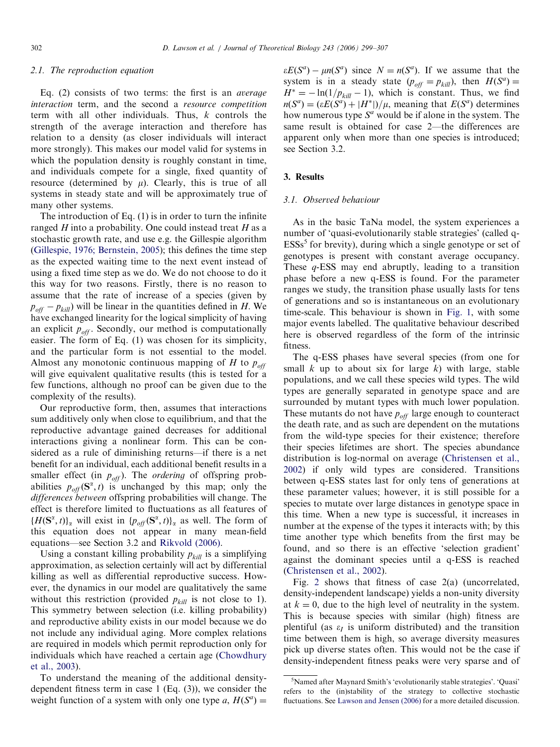### 2.1. The reproduction equation

Eq. (2) consists of two terms: the first is an *average interaction* term, and the second a *resource competition* term with all other individuals. Thus, $k$ controls the strength of the average interaction and therefore has relation to a density (as closer individuals will interact more strongly). This makes our model valid for systems in which the population density is roughly constant in time, and individuals compete for a single, fixed quantity of resource (determined by $\mu$). Clearly, this is true of all systems in steady state and will be approximately true of many other systems.

The introduction of Eq. (1) is in order to turn the infinite ranged $H$ into a probability. One could instead treat $H$ as a stochastic growth rate, and use e.g. the Gillespie algorithm (Gillespie, 1976; Bernstein, 2005); this defines the time step as the expected waiting time to the next event instead of using a fixed time step as we do. We do not choose to do it this way for two reasons. Firstly, there is no reason to assume that the rate of increase of a species (given by $p_{off} - p_{kill}$) will be linear in the quantities defined in $H$. We have exchanged linearity for the logical simplicity of having an explicit $p_{off}$. Secondly, our method is computationally easier. The form of Eq. (1) was chosen for its simplicity, and the particular form is not essential to the model. Almost any monotonic continuous mapping of $H$ to $p_{off}$ will give equivalent qualitative results (this is tested for a few functions, although no proof can be given due to the complexity of the results).

Our reproductive form, then, assumes that interactions sum additively only when close to equilibrium, and that the reproductive advantage gained decreases for additional interactions giving a nonlinear form. This can be considered as a rule of diminishing returns—if there is a net benefit for an individual, each additional benefit results in a smaller effect (in $p_{off}$). The *ordering* of offspring probabilities $p_{off}(\mathbf{S}^\alpha, t)$ is unchanged by this map; only the *differences between* offspring probabilities will change. The effect is therefore limited to fluctuations as all features of $\{H(\mathbf{S}^\alpha, t)\}_\alpha$ will exist in $\{p_{off}(\mathbf{S}^\alpha, t)\}_\alpha$ as well. The form of this equation does not appear in many mean-field equations—see Section 3.2 and Rikvold (2006).

Using a constant killing probability $p_{kill}$ is a simplifying approximation, as selection certainly will act by differential killing as well as differential reproductive success. However, the dynamics in our model are qualitatively the same without this restriction (provided $p_{kill}$ is not close to 1). This symmetry between selection (i.e. killing probability) and reproductive ability exists in our model because we do not include any individual aging. More complex relations are required in models which permit reproduction only for individuals which have reached a certain age (Chowdhury et al., 2003).

To understand the meaning of the additional density-dependent fitness term in case 1 (Eq. (3)), we consider the weight function of a system with only one type $a$, $H(S^a) = \varepsilon E(S^a) - \mu n(S^a)$ since $N = n(S^a)$. If we assume that the system is in a steady state ($p_{off} = p_{kill}$), then $H(S^a) = H^* = -\ln(1/p_{kill} - 1)$, which is constant. Thus, we find $n(S^a) = (\varepsilon E(S^a) + |H^*|)/\mu$, meaning that $E(S^a)$ determines how numerous type $S^a$ would be if alone in the system. The same result is obtained for case 2—the differences are apparent only when more than one species is introduced; see Section 3.2.

## 3. Results

### 3.1. Observed behaviour

As in the basic TaNa model, the system experiences a number of 'quasi-evolutionarily stable strategies' (called q-ESSs[5] for brevity), during which a single genotype or set of genotypes is present with constant average occupancy. These *q*-ESS may end abruptly, leading to a transition phase before a new q-ESS is found. For the parameter ranges we study, the transition phase usually lasts for tens of generations and so is instantaneous on an evolutionary time-scale. This behaviour is shown in Fig. 1, with some major events labelled. The qualitative behaviour described here is observed regardless of the form of the intrinsic fitness.

The q-ESS phases have several species (from one for small $k$ up to about six for large $k$) with large, stable populations, and we call these species wild types. The wild types are generally separated in genotype space and are surrounded by mutant types with much lower population. These mutants do not have $p_{off}$ large enough to counteract the death rate, and as such are dependent on the mutations from the wild-type species for their existence; therefore their species lifetimes are short. The species abundance distribution is log-normal on average (Christensen et al., 2002) if only wild types are considered. Transitions between q-ESS states last for only tens of generations at these parameter values; however, it is still possible for a species to mutate over large distances in genotype space in this time. When a new type is successful, it increases in number at the expense of the types it interacts with; by this time another type which benefits from the first may be found, and so there is an effective 'selection gradient' against the dominant species until a q-ESS is reached (Christensen et al., 2002).

Fig. 2 shows that fitness of case 2(a) (uncorrelated, density-independent landscape) yields a non-unity diversity at $k = 0$, due to the high level of neutrality in the system. This is because species with similar (high) fitness are plentiful (as $\varepsilon_I$ is uniform distributed) and the transition time between them is high, so average diversity measures pick up diverse states often. This would not be the case if density-independent fitness peaks were very sparse and of

[5] Named after Maynard Smith's 'evolutionarily stable strategies'. 'Quasi' refers to the (in)stability of the strategy to collective stochastic fluctuations. See Lawson and Jensen (2006) for a more detailed discussion.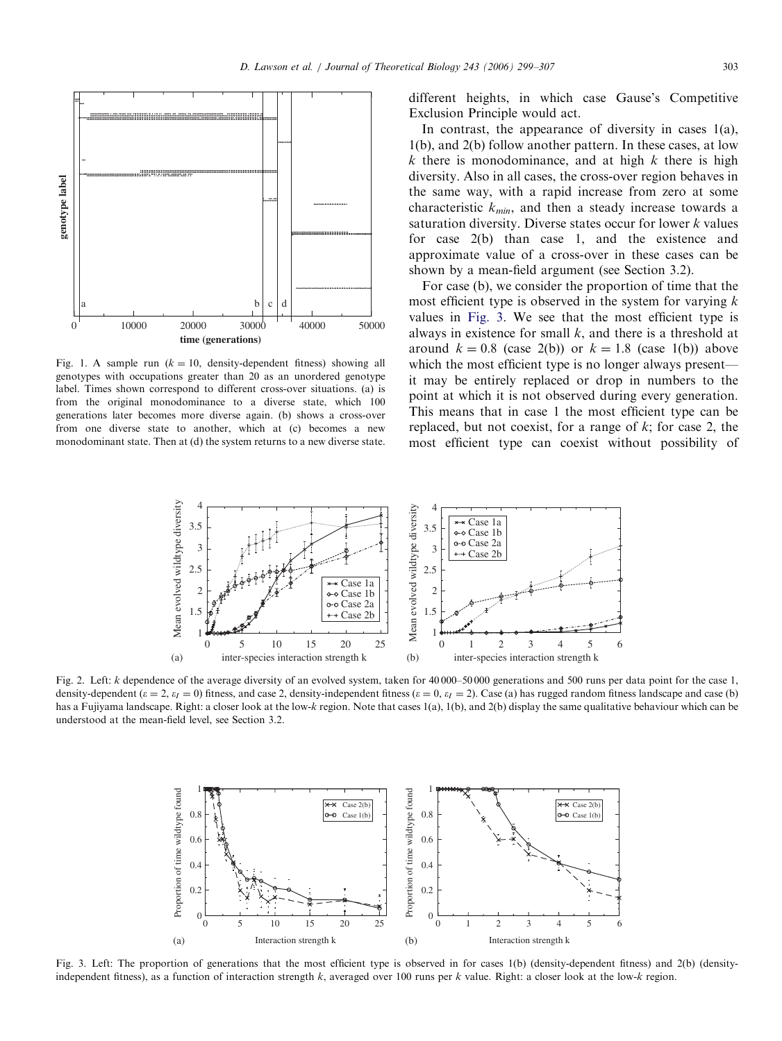Fig. 1. A sample run ($k = 10$, density-dependent fitness) showing all genotypes with occupations greater than 20 as an unordered genotype label. Times shown correspond to different cross-over situations. (a) is from the original monodominance to a diverse state, which 100 generations later becomes more diverse again. (b) shows a cross-over from one diverse state to another, which at (c) becomes a new monodominant state. Then at (d) the system returns to a new diverse state.

different heights, in which case Gause's Competitive Exclusion Principle would act.

In contrast, the appearance of diversity in cases 1(a), 1(b), and 2(b) follow another pattern. In these cases, at low $k$ there is monodominance, and at high $k$ there is high diversity. Also in all cases, the cross-over region behaves in the same way, with a rapid increase from zero at some characteristic $k_{min}$, and then a steady increase towards a saturation diversity. Diverse states occur for lower $k$ values for case 2(b) than case 1, and the existence and approximate value of a cross-over in these cases can be shown by a mean-field argument (see Section 3.2).

For case (b), we consider the proportion of time that the most efficient type is observed in the system for varying $k$ values in Fig. 3. We see that the most efficient type is always in existence for small $k$, and there is a threshold at around $k = 0.8$ (case 2(b)) or $k = 1.8$ (case 1(b)) above which the most efficient type is no longer always present—it may be entirely replaced or drop in numbers to the point at which it is not observed during every generation. This means that in case 1 the most efficient type can be replaced, but not coexist, for a range of $k$; for case 2, the most efficient type can coexist without possibility of

Fig. 2. Left: $k$ dependence of the average diversity of an evolved system, taken for 40 000–50 000 generations and 500 runs per data point for the case 1, density-dependent ($\varepsilon = 2$, $\varepsilon_I = 0$) fitness, and case 2, density-independent fitness ($\varepsilon = 0$, $\varepsilon_I = 2$). Case (a) has rugged random fitness landscape and case (b) has a Fujiyama landscape. Right: a closer look at the low-$k$ region. Note that cases 1(a), 1(b), and 2(b) display the same qualitative behaviour which can be understood at the mean-field level, see Section 3.2.

Fig. 3. Left: The proportion of generations that the most efficient type is observed in for cases 1(b) (density-dependent fitness) and 2(b) (density-independent fitness), as a function of interaction strength $k$, averaged over 100 runs per $k$ value. Right: a closer look at the low-$k$ region.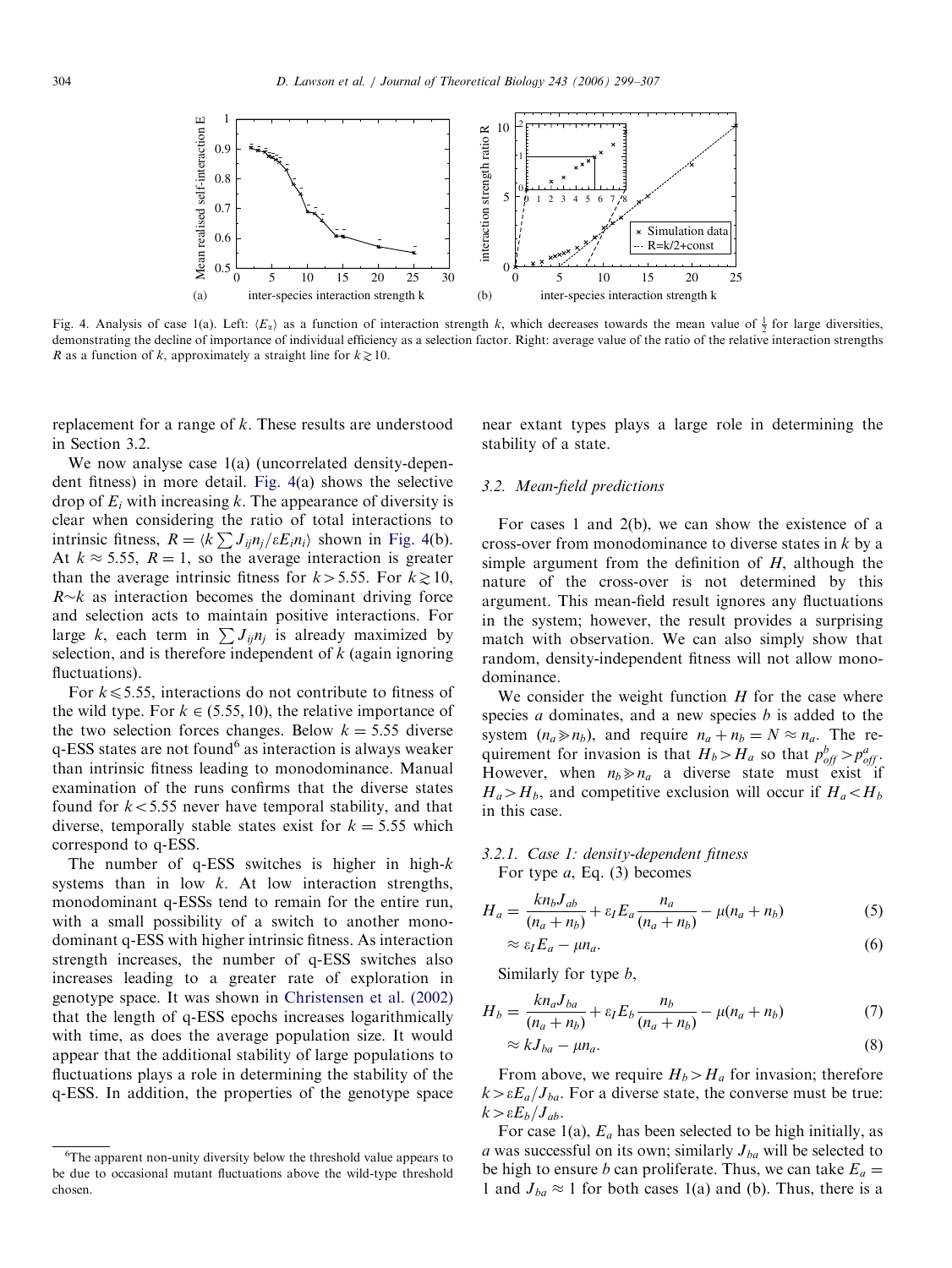Fig. 4. Analysis of case 1(a). Left: $\langle E_x \rangle$ as a function of interaction strength $k$, which decreases towards the mean value of $\frac{1}{2}$ for large diversities, demonstrating the decline of importance of individual efficiency as a selection factor. Right: average value of the ratio of the relative interaction strengths $R$ as a function of $k$, approximately a straight line for $k \gtrsim 10$.

replacement for a range of $k$. These results are understood in Section 3.2.

We now analyse case 1(a) (uncorrelated density-dependent fitness) in more detail. Fig. 4(a) shows the selective drop of $E_i$ with increasing $k$. The appearance of diversity is clear when considering the ratio of total interactions to intrinsic fitness, $R = \langle k \sum J_{ij} n_j / \varepsilon E_i n_i \rangle$ shown in Fig. 4(b). At $k \approx 5.55$, $R = 1$, so the average interaction is greater than the average intrinsic fitness for $k > 5.55$. For $k \gtrsim 10$, $R \sim k$ as interaction becomes the dominant driving force and selection acts to maintain positive interactions. For large $k$, each term in $\sum J_{ij} n_j$ is already maximized by selection, and is therefore independent of $k$ (again ignoring fluctuations).

For $k \leqslant 5.55$, interactions do not contribute to fitness of the wild type. For $k \in (5.55, 10)$, the relative importance of the two selection forces changes. Below $k = 5.55$ diverse q-ESS states are not found[6] as interaction is always weaker than intrinsic fitness leading to monodominance. Manual examination of the runs confirms that the diverse states found for $k < 5.55$ never have temporal stability, and that diverse, temporally stable states exist for $k = 5.55$ which correspond to q-ESS.

The number of q-ESS switches is higher in high-$k$ systems than in low $k$. At low interaction strengths, monodominant q-ESSs tend to remain for the entire run, with a small possibility of a switch to another monodominant q-ESS with higher intrinsic fitness. As interaction strength increases, the number of q-ESS switches also increases leading to a greater rate of exploration in genotype space. It was shown in Christensen et al. (2002) that the length of q-ESS epochs increases logarithmically with time, as does the average population size. It would appear that the additional stability of large populations to fluctuations plays a role in determining the stability of the q-ESS. In addition, the properties of the genotype space near extant types plays a large role in determining the stability of a state.

[6]The apparent non-unity diversity below the threshold value appears to be due to occasional mutant fluctuations above the wild-type threshold chosen.

### 3.2. Mean-field predictions

For cases 1 and 2(b), we can show the existence of a cross-over from monodominance to diverse states in $k$ by a simple argument from the definition of $H$, although the nature of the cross-over is not determined by this argument. This mean-field result ignores any fluctuations in the system; however, the result provides a surprising match with observation. We can also simply show that random, density-independent fitness will not allow monodominance.

We consider the weight function $H$ for the case where species $a$ dominates, and a new species $b$ is added to the system ($n_a \gg n_b$), and require $n_a + n_b = N \approx n_a$. The requirement for invasion is that $H_b > H_a$ so that $p^b_{off} > p^a_{off}$. However, when $n_b \gg n_a$ a diverse state must exist if $H_a > H_b$, and competitive exclusion will occur if $H_a < H_b$ in this case.

#### 3.2.1. Case 1: density-dependent fitness

For type $a$, Eq. (3) becomes

$$H_a = \frac{k n_b J_{ab}}{(n_a + n_b)} + \varepsilon_I E_a \frac{n_a}{(n_a + n_b)} - \mu(n_a + n_b) \tag{5}$$

$$\approx \varepsilon_I E_a - \mu n_a. \tag{6}$$

Similarly for type $b$,

$$H_b = \frac{k n_a J_{ba}}{(n_a + n_b)} + \varepsilon_I E_b \frac{n_b}{(n_a + n_b)} - \mu(n_a + n_b) \tag{7}$$

$$\approx k J_{ba} - \mu n_a. \tag{8}$$

From above, we require $H_b > H_a$ for invasion; therefore $k > \varepsilon E_a / J_{ba}$. For a diverse state, the converse must be true: $k > \varepsilon E_b / J_{ab}$.

For case 1(a), $E_a$ has been selected to be high initially, as $a$ was successful on its own; similarly $J_{ba}$ will be selected to be high to ensure $b$ can proliferate. Thus, we can take $E_a = 1$ and $J_{ba} \approx 1$ for both cases 1(a) and (b). Thus, there is a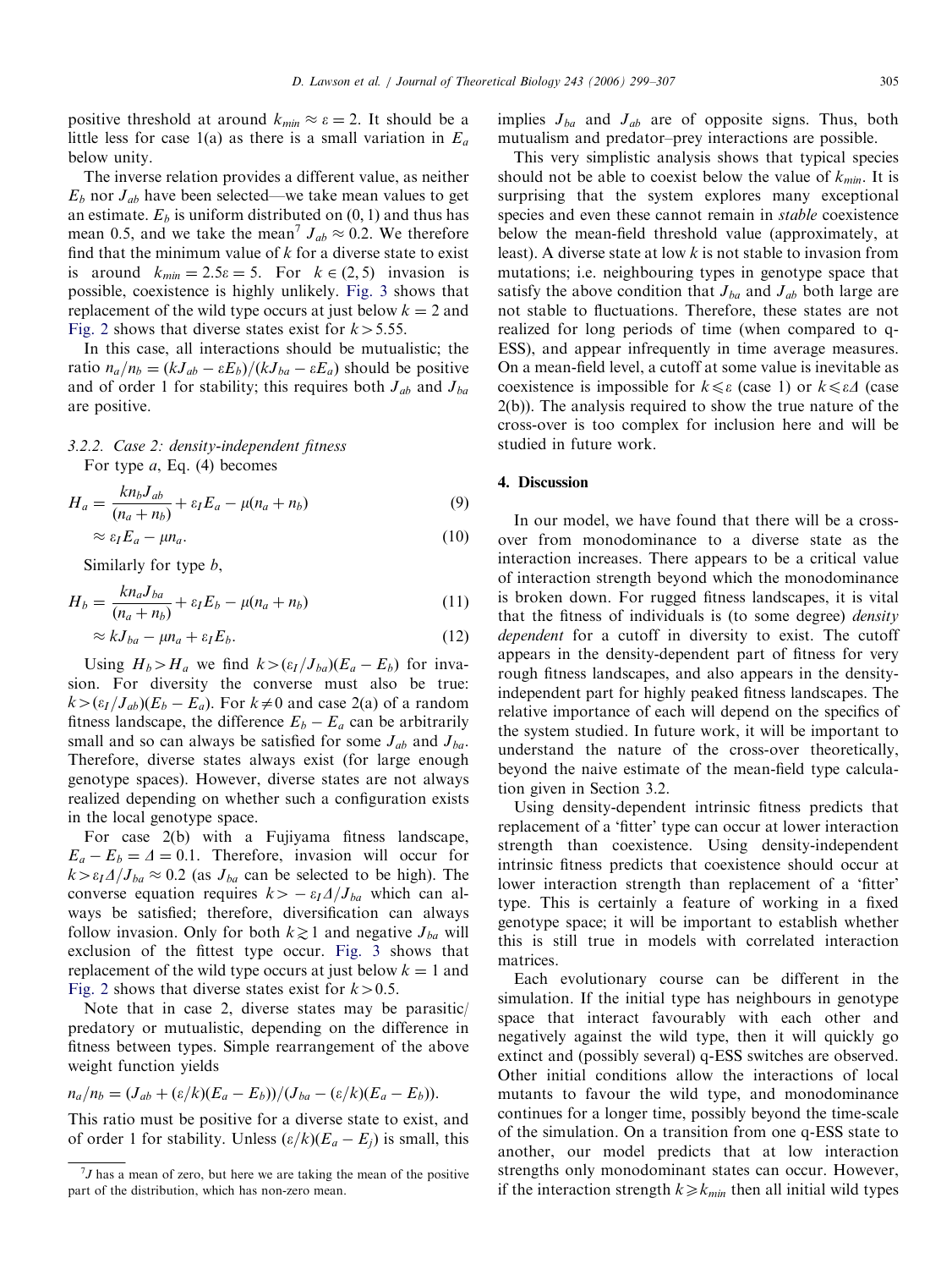positive threshold at around $k_{min} \approx \varepsilon = 2$. It should be a little less for case 1(a) as there is a small variation in $E_a$ below unity.

The inverse relation provides a different value, as neither $E_b$ nor $J_{ab}$ have been selected—we take mean values to get an estimate. $E_b$ is uniform distributed on $(0, 1)$ and thus has mean 0.5, and we take the mean[7] $J_{ab} \approx 0.2$. We therefore find that the minimum value of $k$ for a diverse state to exist is around $k_{min} = 2.5\varepsilon = 5$. For $k \in (2, 5)$ invasion is possible, coexistence is highly unlikely. Fig. 3 shows that replacement of the wild type occurs at just below $k = 2$ and Fig. 2 shows that diverse states exist for $k > 5.55$.

In this case, all interactions should be mutualistic; the ratio $n_a/n_b = (kJ_{ab} - \varepsilon E_b)/(kJ_{ba} - \varepsilon E_a)$ should be positive and of order 1 for stability; this requires both $J_{ab}$ and $J_{ba}$ are positive.

#### 3.2.2. Case 2: density-independent fitness

For type $a$, Eq. (4) becomes

$$H_a = \frac{kn_b J_{ab}}{(n_a + n_b)} + \varepsilon_I E_a - \mu(n_a + n_b) \tag{9}$$

$$\approx \varepsilon_I E_a - \mu n_a. \tag{10}$$

Similarly for type $b$,

$$H_b = \frac{kn_a J_{ba}}{(n_a + n_b)} + \varepsilon_I E_b - \mu(n_a + n_b) \tag{11}$$

$$\approx kJ_{ba} - \mu n_a + \varepsilon_I E_b. \tag{12}$$

Using $H_b > H_a$ we find $k > (\varepsilon_I/J_{ba})(E_a - E_b)$ for invasion. For diversity the converse must also be true: $k > (\varepsilon_I/J_{ab})(E_b - E_a)$. For $k \neq 0$ and case 2(a) of a random fitness landscape, the difference $E_b - E_a$ can be arbitrarily small and so can always be satisfied for some $J_{ab}$ and $J_{ba}$. Therefore, diverse states always exist (for large enough genotype spaces). However, diverse states are not always realized depending on whether such a configuration exists in the local genotype space.

For case 2(b) with a Fujiyama fitness landscape, $E_a - E_b = \Delta = 0.1$. Therefore, invasion will occur for $k > \varepsilon_I \Delta/J_{ba} \approx 0.2$ (as $J_{ba}$ can be selected to be high). The converse equation requires $k > -\varepsilon_I \Delta/J_{ba}$ which can always be satisfied; therefore, diversification can always follow invasion. Only for both $k \gtrsim 1$ and negative $J_{ba}$ will exclusion of the fittest type occur. Fig. 3 shows that replacement of the wild type occurs at just below $k = 1$ and Fig. 2 shows that diverse states exist for $k > 0.5$.

Note that in case 2, diverse states may be parasitic/predatory or mutualistic, depending on the difference in fitness between types. Simple rearrangement of the above weight function yields

$$n_a/n_b = (J_{ab} + (\varepsilon/k)(E_a - E_b))/(J_{ba} - (\varepsilon/k)(E_a - E_b)).$$

This ratio must be positive for a diverse state to exist, and of order 1 for stability. Unless $(\varepsilon/k)(E_a - E_j)$ is small, this implies $J_{ba}$ and $J_{ab}$ are of opposite signs. Thus, both mutualism and predator–prey interactions are possible.

This very simplistic analysis shows that typical species should not be able to coexist below the value of $k_{min}$. It is surprising that the system explores many exceptional species and even these cannot remain in *stable* coexistence below the mean-field threshold value (approximately, at least). A diverse state at low $k$ is not stable to invasion from mutations; i.e. neighbouring types in genotype space that satisfy the above condition that $J_{ba}$ and $J_{ab}$ both large are not stable to fluctuations. Therefore, these states are not realized for long periods of time (when compared to q-ESS), and appear infrequently in time average measures. On a mean-field level, a cutoff at some value is inevitable as coexistence is impossible for $k \leqslant \varepsilon$ (case 1) or $k \leqslant \varepsilon\Delta$ (case 2(b)). The analysis required to show the true nature of the cross-over is too complex for inclusion here and will be studied in future work.

## 4. Discussion

In our model, we have found that there will be a cross-over from monodominance to a diverse state as the interaction increases. There appears to be a critical value of interaction strength beyond which the monodominance is broken down. For rugged fitness landscapes, it is vital that the fitness of individuals is (to some degree) *density dependent* for a cutoff in diversity to exist. The cutoff appears in the density-dependent part of fitness for very rough fitness landscapes, and also appears in the density-independent part for highly peaked fitness landscapes. The relative importance of each will depend on the specifics of the system studied. In future work, it will be important to understand the nature of the cross-over theoretically, beyond the naive estimate of the mean-field type calculation given in Section 3.2.

Using density-dependent intrinsic fitness predicts that replacement of a 'fitter' type can occur at lower interaction strength than coexistence. Using density-independent intrinsic fitness predicts that coexistence should occur at lower interaction strength than replacement of a 'fitter' type. This is certainly a feature of working in a fixed genotype space; it will be important to establish whether this is still true in models with correlated interaction matrices.

Each evolutionary course can be different in the simulation. If the initial type has neighbours in genotype space that interact favourably with each other and negatively against the wild type, then it will quickly go extinct and (possibly several) q-ESS switches are observed. Other initial conditions allow the interactions of local mutants to favour the wild type, and monodominance continues for a longer time, possibly beyond the time-scale of the simulation. On a transition from one q-ESS state to another, our model predicts that at low interaction strengths only monodominant states can occur. However, if the interaction strength $k \geqslant k_{min}$ then all initial wild types

[7] $J$ has a mean of zero, but here we are taking the mean of the positive part of the distribution, which has non-zero mean.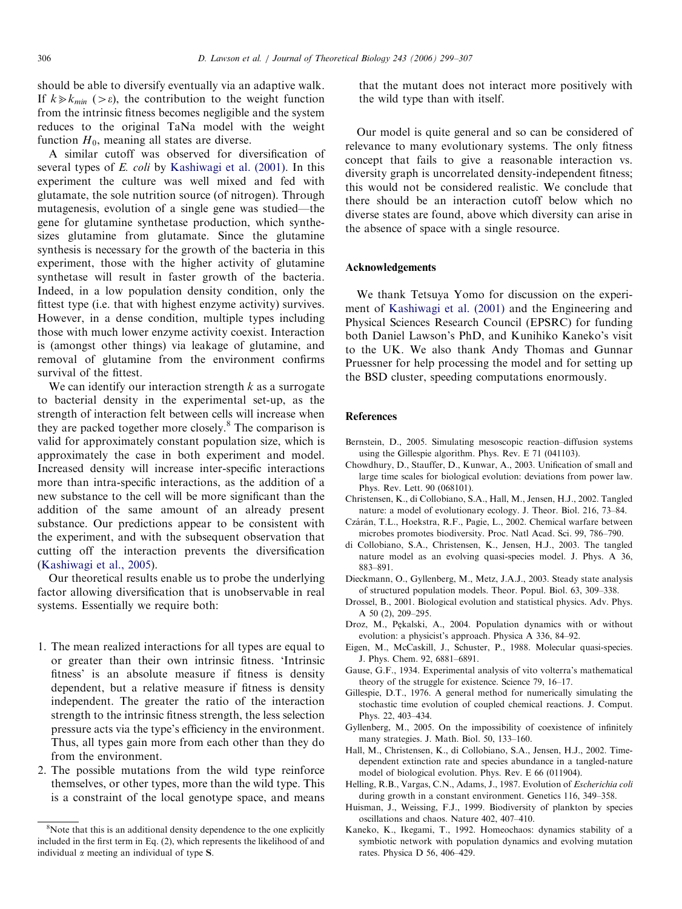should be able to diversify eventually via an adaptive walk. If $k \gg k_{min}$ ($> \varepsilon$), the contribution to the weight function from the intrinsic fitness becomes negligible and the system reduces to the original TaNa model with the weight function $H_0$, meaning all states are diverse.

A similar cutoff was observed for diversification of several types of *E. coli* by Kashiwagi et al. (2001). In this experiment the culture was well mixed and fed with glutamate, the sole nutrition source (of nitrogen). Through mutagenesis, evolution of a single gene was studied—the gene for glutamine synthetase production, which synthesizes glutamine from glutamate. Since the glutamine synthesis is necessary for the growth of the bacteria in this experiment, those with the higher activity of glutamine synthetase will result in faster growth of the bacteria. Indeed, in a low population density condition, only the fittest type (i.e. that with highest enzyme activity) survives. However, in a dense condition, multiple types including those with much lower enzyme activity coexist. Interaction is (amongst other things) via leakage of glutamine, and removal of glutamine from the environment confirms survival of the fittest.

We can identify our interaction strength $k$ as a surrogate to bacterial density in the experimental set-up, as the strength of interaction felt between cells will increase when they are packed together more closely.[8] The comparison is valid for approximately constant population size, which is approximately the case in both experiment and model. Increased density will increase inter-specific interactions more than intra-specific interactions, as the addition of a new substance to the cell will be more significant than the addition of the same amount of an already present substance. Our predictions appear to be consistent with the experiment, and with the subsequent observation that cutting off the interaction prevents the diversification (Kashiwagi et al., 2005).

Our theoretical results enable us to probe the underlying factor allowing diversification that is unobservable in real systems. Essentially we require both:

1. The mean realized interactions for all types are equal to or greater than their own intrinsic fitness. 'Intrinsic fitness' is an absolute measure if fitness is density dependent, but a relative measure if fitness is density independent. The greater the ratio of the interaction strength to the intrinsic fitness strength, the less selection pressure acts via the type's efficiency in the environment. Thus, all types gain more from each other than they do from the environment.
2. The possible mutations from the wild type reinforce themselves, or other types, more than the wild type. This is a constraint of the local genotype space, and means that the mutant does not interact more positively with the wild type than with itself.

Our model is quite general and so can be considered of relevance to many evolutionary systems. The only fitness concept that fails to give a reasonable interaction vs. diversity graph is uncorrelated density-independent fitness; this would not be considered realistic. We conclude that there should be an interaction cutoff below which no diverse states are found, above which diversity can arise in the absence of space with a single resource.

[8]Note that this is an additional density dependence to the one explicitly included in the first term in Eq. (2), which represents the likelihood of and individual $\alpha$ meeting an individual of type $\mathbf{S}$.

## Acknowledgements

We thank Tetsuya Yomo for discussion on the experiment of Kashiwagi et al. (2001) and the Engineering and Physical Sciences Research Council (EPSRC) for funding both Daniel Lawson's PhD, and Kunihiko Kaneko's visit to the UK. We also thank Andy Thomas and Gunnar Pruessner for help processing the model and for setting up the BSD cluster, speeding computations enormously.

## References

Bernstein, D., 2005. Simulating mesoscopic reaction–diffusion systems using the Gillespie algorithm. Phys. Rev. E 71 (041103).

Chowdhury, D., Stauffer, D., Kunwar, A., 2003. Unification of small and large time scales for biological evolution: deviations from power law. Phys. Rev. Lett. 90 (068101).

Christensen, K., di Collobiano, S.A., Hall, M., Jensen, H.J., 2002. Tangled nature: a model of evolutionary ecology. J. Theor. Biol. 216, 73–84.

Czárán, T.L., Hoekstra, R.F., Pagie, L., 2002. Chemical warfare between microbes promotes biodiversity. Proc. Natl Acad. Sci. 99, 786–790.

di Collobiano, S.A., Christensen, K., Jensen, H.J., 2003. The tangled nature model as an evolving quasi-species model. J. Phys. A 36, 883–891.

Dieckmann, O., Gyllenberg, M., Metz, J.A.J., 2003. Steady state analysis of structured population models. Theor. Popul. Biol. 63, 309–338.

Drossel, B., 2001. Biological evolution and statistical physics. Adv. Phys. A 50 (2), 209–295.

Droz, M., Pękalski, A., 2004. Population dynamics with or without evolution: a physicist's approach. Physica A 336, 84–92.

Eigen, M., McCaskill, J., Schuster, P., 1988. Molecular quasi-species. J. Phys. Chem. 92, 6881–6891.

Gause, G.F., 1934. Experimental analysis of vito volterra's mathematical theory of the struggle for existence. Science 79, 16–17.

Gillespie, D.T., 1976. A general method for numerically simulating the stochastic time evolution of coupled chemical reactions. J. Comput. Phys. 22, 403–434.

Gyllenberg, M., 2005. On the impossibility of coexistence of infinitely many strategies. J. Math. Biol. 50, 133–160.

Hall, M., Christensen, K., di Collobiano, S.A., Jensen, H.J., 2002. Time-dependent extinction rate and species abundance in a tangled-nature model of biological evolution. Phys. Rev. E 66 (011904).

Helling, R.B., Vargas, C.N., Adams, J., 1987. Evolution of *Escherichia coli* during growth in a constant environment. Genetics 116, 349–358.

Huisman, J., Weissing, F.J., 1999. Biodiversity of plankton by species oscillations and chaos. Nature 402, 407–410.

Kaneko, K., Ikegami, T., 1992. Homeochaos: dynamics stability of a symbiotic network with population dynamics and evolving mutation rates. Physica D 56, 406–429.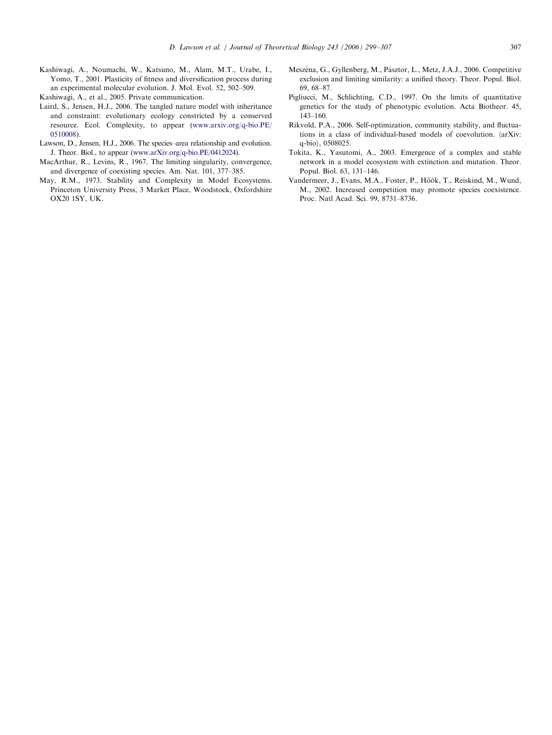Kashiwagi, A., Noumachi, W., Katsuno, M., Alam, M.T., Urabe, I., Yomo, T., 2001. Plasticity of fitness and diversification process during an experimental molecular evolution. J. Mol. Evol. 52, 502–509.

Kashiwagi, A., et al., 2005. Private communication.

Laird, S., Jensen, H.J., 2006. The tangled nature model with inheritance and constraint: evolutionary ecology constricted by a conserved resource. Ecol. Complexity, to appear (www.arxiv.org/q-bio.PE/0510008).

Lawson, D., Jensen, H.J., 2006. The species–area relationship and evolution. J. Theor. Biol., to appear (www.arXiv.org/q-bio.PE/0412024).

MacArthur, R., Levins, R., 1967. The limiting singularity, convergence, and divergence of coexisting species. Am. Nat. 101, 377–385.

May, R.M., 1973. Stability and Complexity in Model Ecosystems. Princeton University Press, 3 Market Place, Woodstock, Oxfordshire OX20 1SY, UK.

Meszéna, G., Gyllenberg, M., Pásztor, L., Metz, J.A.J., 2006. Competitive exclusion and limiting similarity: a unified theory. Theor. Popul. Biol. 69, 68–87.

Pigliucci, M., Schlichting, C.D., 1997. On the limits of quantitative genetics for the study of phenotypic evolution. Acta Biotheor. 45, 143–160.

Rikvold, P.A., 2006. Self-optimization, community stability, and fluctuations in a class of individual-based models of coevolution. ⟨arXiv: q-bio⟩, 0508025.

Tokita, K., Yasutomi, A., 2003. Emergence of a complex and stable network in a model ecosystem with extinction and mutation. Theor. Popul. Biol. 63, 131–146.

Vandermeer, J., Evans, M.A., Foster, P., Höök, T., Reiskind, M., Wund, M., 2002. Increased competition may promote species coexistence. Proc. Natl Acad. Sci. 99, 8731–8736.